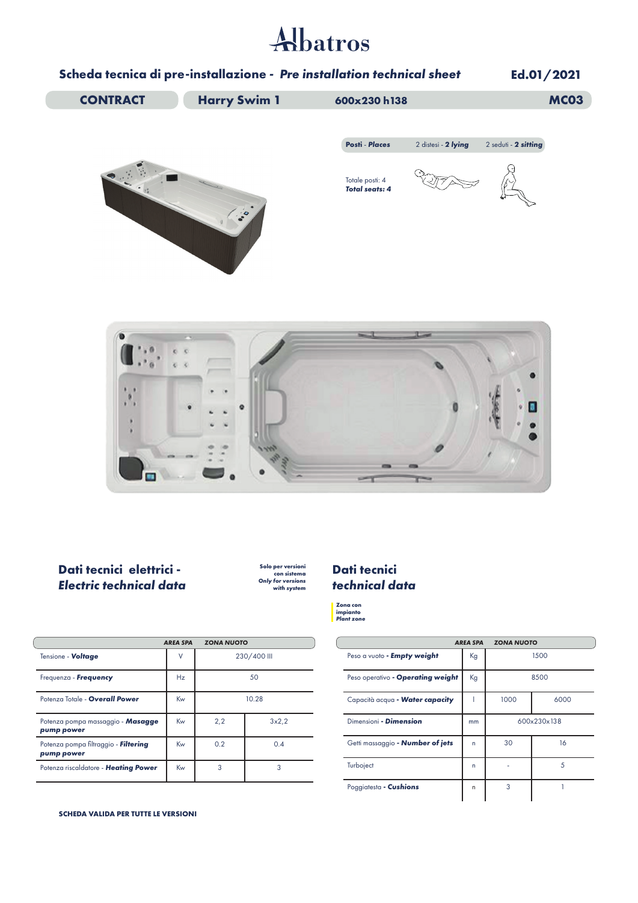# Albatros

## Scheda tecnica di pre-installazione - *Pre installation technical sheet*

**Ed.01/2021**

**CONTRACT** | **Harry Swim 1** | **600x230 h138** | **MC03**

| **Posti** - ***Places*** | 2 distesi - ***2 lying*** | 2 seduti - ***2 sitting*** |
|---|---|---|

Totale posti: 4
***Total seats: 4***

## Dati tecnici elettrici - *Electric technical data*

**Solo per versioni con sistema**
***Only for versions with system***

| | | AREA SPA | ZONA NUOTO |
|---|---|---|---|
| Tensione - ***Voltage*** | V | 230/400 III | |
| Frequenza - ***Frequency*** | Hz | 50 | |
| Potenza Totale - ***Overall Power*** | Kw | 10.28 | |
| Potenza pompa massaggio - ***Masagge pump power*** | Kw | 2,2 | 3x2,2 |
| Potenza pompa filtraggio - ***Filtering pump power*** | Kw | 0.2 | 0.4 |
| Potenza riscaldatore - ***Heating Power*** | Kw | 3 | 3 |

## Dati tecnici *technical data*

**Zona con impianto**
***Plant zone***

| | | AREA SPA | ZONA NUOTO |
|---|---|---|---|
| Peso a vuoto - ***Empty weight*** | Kg | 1500 | |
| Peso operativo - ***Operating weight*** | Kg | 8500 | |
| Capacità acqua - ***Water capacity*** | l | 1000 | 6000 |
| Dimensioni - ***Dimension*** | mm | 600x230x138 | |
| Getti massaggio - ***Number of jets*** | n | 30 | 16 |
| Turbojet | n | - | 5 |
| Poggiatesta - ***Cushions*** | n | 3 | 1 |

**SCHEDA VALIDA PER TUTTE LE VERSIONI**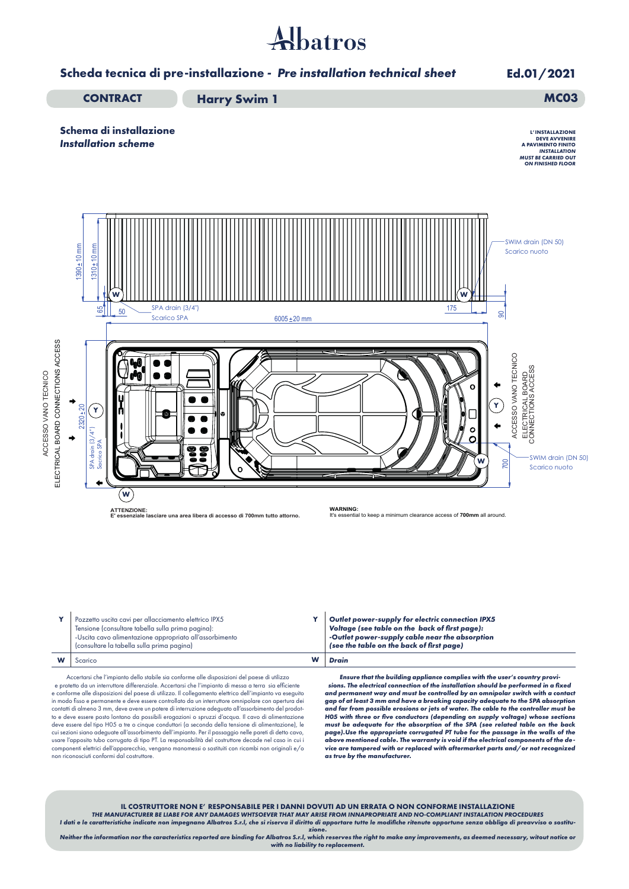# Albatros

## Scheda tecnica di pre-installazione - *Pre installation technical sheet*

**Ed.01/2021**

**CONTRACT** | **Harry Swim 1** | **MC03**

### Schema di installazione
### *Installation scheme*

**L'INSTALLAZIONE DEVE AVVENIRE A PAVIMENTO FINITO**
***INSTALLATION MUST BE CARRIED OUT ON FINISHED FLOOR***

1390±10 mm
1310±10 mm
W
W
65
50
SPA drain (3/4")
Scarico SPA
175
90
6005±20 mm
SWIM drain (DN 50)
Scarico nuoto

ACCESSO VANO TECNICO
ELECTRICAL BOARD CONNECTIONS ACCESS
2320±20
Y
SPA drain (3/4")
Scarico SPA
W
Y
W
700
ACCESSO VANO TECNICO
ELECTRICAL BOARD CONNECTIONS ACCESS
SWIM drain (DN 50)
Scarico nuoto

**ATTENZIONE:**
**E' essenziale lasciare una area libera di accesso di 700mm tutto attorno.**

**WARNING:**
It's essential to keep a minimum clearance access of **700mm** all around.

| | | | |
|---|---|---|---|
| **Y** | Pozzetto uscita cavi per allacciamento elettrico IPX5<br>Tensione (consultare tabella sulla prima pagina):<br>-Uscita cavo alimentazione appropriato all'assorbimento<br>(consultare la tabella sulla prima pagina) | **Y** | ***Outlet power-supply for electric connection IPX5<br>Voltage (see table on the back of first page):<br>-Outlet power-supply cable near the absorption<br>(see the table on the back of first page)*** |
| **W** | Scarico | **W** | ***Drain*** |

Accertarsi che l'impianto dello stabile sia conforme alle disposizioni del paese di utilizzo e protetto da un interruttore differenziale. Accertarsi che l'impianto di messa a terra sia efficiente e conforme alle disposizioni del paese di utilizzo. Il collegamento elettrico dell'impianto va eseguito in modo fisso e permanente e deve essere controllato da un interruttore omnipolare con apertura dei contatti di almeno 3 mm, deve avere un potere di interruzione adeguato all'assorbimento del prodotto e deve essere posto lontano da possibili erogazioni o spruzzi d'acqua. Il cavo di alimentazione deve essere del tipo H05 a tre o cinque conduttori (a seconda della tensione di alimentazione), le cui sezioni siano adeguate all'assorbimento dell'impianto. Per il passaggio nelle pareti di detto cavo, usare l'apposito tubo corrugato di tipo PT. La responsabilità del costruttore decade nel caso in cui i componenti elettrici dell'apparecchio, vengano manomessi o sostituiti con ricambi non originali e/o non riconosciuti conformi dal costruttore.

***Ensure that the building appliance complies with the user's country provisions. The electrical connection of the installation should be performed in a fixed and permanent way and must be controlled by an omnipolar switch with a contact gap of at least 3 mm and have a breaking capacity adequate to the SPA absorption and far from possible erosions or jets of water. The cable to the controller must be H05 with three or five conductors (depending on supply voltage) whose sections must be adequate for the absorption of the SPA (see related table on the back page).Use the appropriate corrugated PT tube for the passage in the walls of the above mentioned cable. The warranty is void if the electrical components of the device are tampered with or replaced with aftermarket parts and/or not recognized as true by the manufacturer.***

**IL COSTRUTTORE NON E' RESPONSABILE PER I DANNI DOVUTI AD UN ERRATA O NON CONFORME INSTALLAZIONE**

***THE MANUFACTURER BE LIABE FOR ANY DAMAGES WHTSOEVER THAT MAY ARISE FROM INNAPROPRIATE AND NO-COMPLIANT INSTALATION PROCEDURES***

***I dati e le caratteristiche indicate non impegnano Albatros S.r.l, che si riserva il diritto di apportare tutte le modifiche ritenute opportune senza obbligo di preavviso o sostituzione.***

***Neither the information nor the caracteristics reported are binding for Albatros S.r.l, which reserves the right to make any improvements, as deemed necessary, witout notice or with no liability to replacement.***